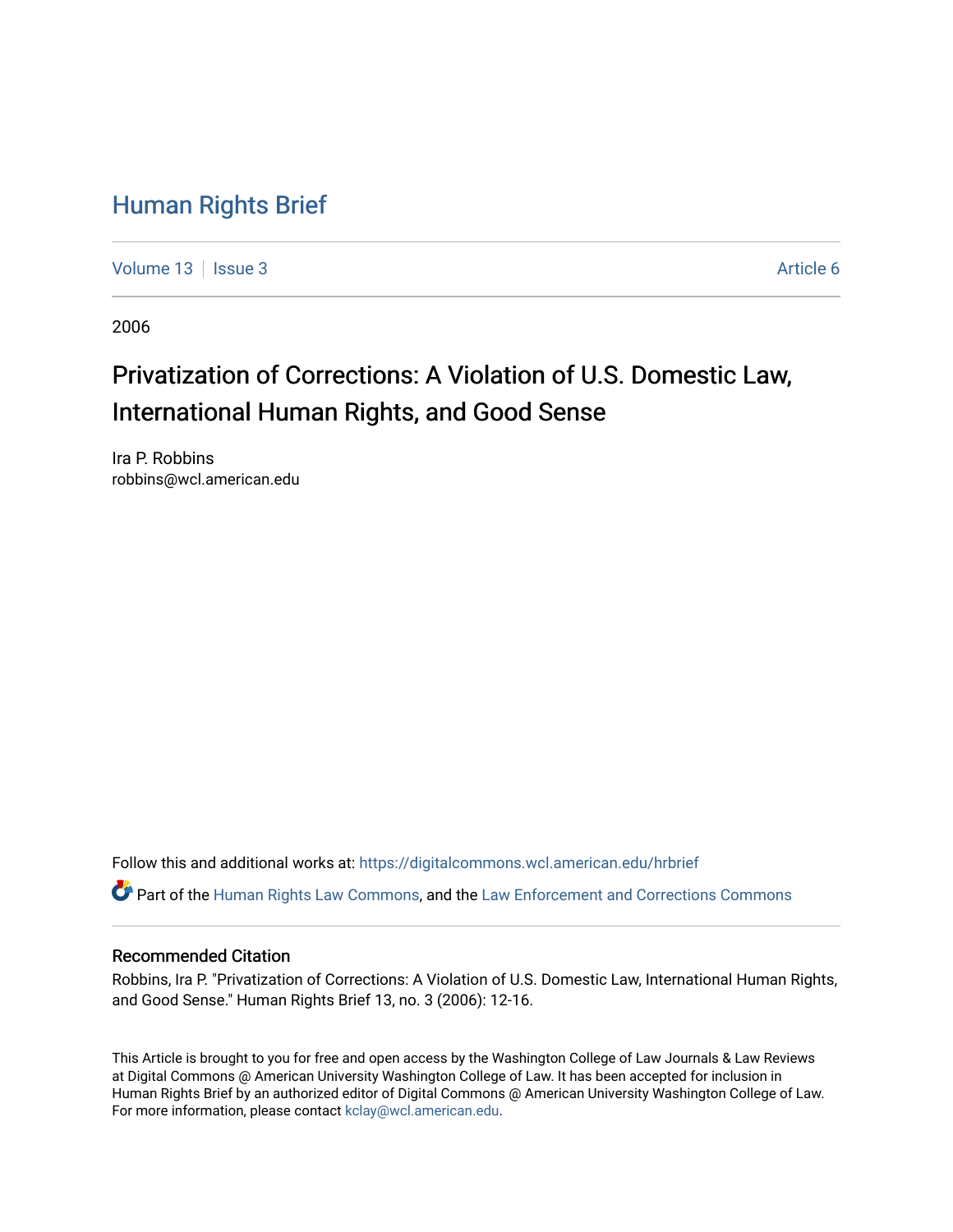# Human Rights Brief

Volume 13 | Issue 3 | Article 6

2006

## Privatization of Corrections: A Violation of U.S. Domestic Law, International Human Rights, and Good Sense

Ira P. Robbins
robbins@wcl.american.edu

Follow this and additional works at: https://digitalcommons.wcl.american.edu/hrbrief

Part of the Human Rights Law Commons, and the Law Enforcement and Corrections Commons

### Recommended Citation

Robbins, Ira P. "Privatization of Corrections: A Violation of U.S. Domestic Law, International Human Rights, and Good Sense." Human Rights Brief 13, no. 3 (2006): 12-16.

This Article is brought to you for free and open access by the Washington College of Law Journals & Law Reviews at Digital Commons @ American University Washington College of Law. It has been accepted for inclusion in Human Rights Brief by an authorized editor of Digital Commons @ American University Washington College of Law. For more information, please contact kclay@wcl.american.edu.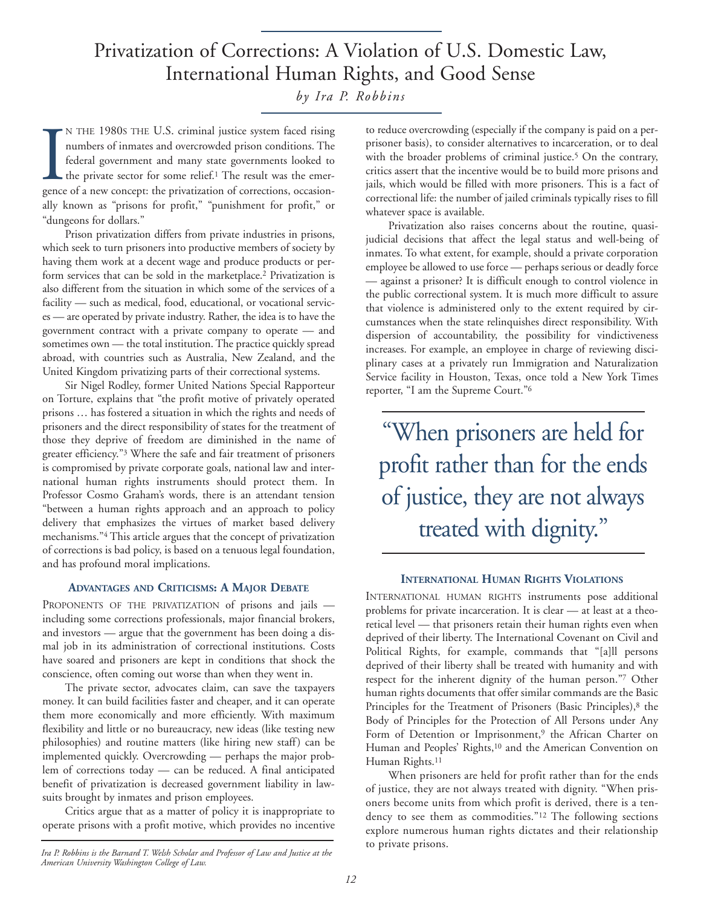# Privatization of Corrections: A Violation of U.S. Domestic Law, International Human Rights, and Good Sense

*by Ira P. Robbins*

In the 1980s the U.S. criminal justice system faced rising numbers of inmates and overcrowded prison conditions. The federal government and many state governments looked to the private sector for some relief.[1] The result was the emergence of a new concept: the privatization of corrections, occasionally known as "prisons for profit," "punishment for profit," or "dungeons for dollars."

Prison privatization differs from private industries in prisons, which seek to turn prisoners into productive members of society by having them work at a decent wage and produce products or perform services that can be sold in the marketplace.[2] Privatization is also different from the situation in which some of the services of a facility — such as medical, food, educational, or vocational services — are operated by private industry. Rather, the idea is to have the government contract with a private company to operate — and sometimes own — the total institution. The practice quickly spread abroad, with countries such as Australia, New Zealand, and the United Kingdom privatizing parts of their correctional systems.

Sir Nigel Rodley, former United Nations Special Rapporteur on Torture, explains that "the profit motive of privately operated prisons … has fostered a situation in which the rights and needs of prisoners and the direct responsibility of states for the treatment of those they deprive of freedom are diminished in the name of greater efficiency."[3] Where the safe and fair treatment of prisoners is compromised by private corporate goals, national law and international human rights instruments should protect them. In Professor Cosmo Graham's words, there is an attendant tension "between a human rights approach and an approach to policy delivery that emphasizes the virtues of market based delivery mechanisms."[4] This article argues that the concept of privatization of corrections is bad policy, is based on a tenuous legal foundation, and has profound moral implications.

## Advantages and Criticisms: A Major Debate

Proponents of the privatization of prisons and jails — including some corrections professionals, major financial brokers, and investors — argue that the government has been doing a dismal job in its administration of correctional institutions. Costs have soared and prisoners are kept in conditions that shock the conscience, often coming out worse than when they went in.

The private sector, advocates claim, can save the taxpayers money. It can build facilities faster and cheaper, and it can operate them more economically and more efficiently. With maximum flexibility and little or no bureaucracy, new ideas (like testing new philosophies) and routine matters (like hiring new staff) can be implemented quickly. Overcrowding — perhaps the major problem of corrections today — can be reduced. A final anticipated benefit of privatization is decreased government liability in lawsuits brought by inmates and prison employees.

Critics argue that as a matter of policy it is inappropriate to operate prisons with a profit motive, which provides no incentive to reduce overcrowding (especially if the company is paid on a per-prisoner basis), to consider alternatives to incarceration, or to deal with the broader problems of criminal justice.[5] On the contrary, critics assert that the incentive would be to build more prisons and jails, which would be filled with more prisoners. This is a fact of correctional life: the number of jailed criminals typically rises to fill whatever space is available.

Privatization also raises concerns about the routine, quasi-judicial decisions that affect the legal status and well-being of inmates. To what extent, for example, should a private corporation employee be allowed to use force — perhaps serious or deadly force — against a prisoner? It is difficult enough to control violence in the public correctional system. It is much more difficult to assure that violence is administered only to the extent required by circumstances when the state relinquishes direct responsibility. With dispersion of accountability, the possibility for vindictiveness increases. For example, an employee in charge of reviewing disciplinary cases at a privately run Immigration and Naturalization Service facility in Houston, Texas, once told a New York Times reporter, "I am the Supreme Court."[6]

> "When prisoners are held for profit rather than for the ends of justice, they are not always treated with dignity."

## International Human Rights Violations

International human rights instruments pose additional problems for private incarceration. It is clear — at least at a theoretical level — that prisoners retain their human rights even when deprived of their liberty. The International Covenant on Civil and Political Rights, for example, commands that "[a]ll persons deprived of their liberty shall be treated with humanity and with respect for the inherent dignity of the human person."[7] Other human rights documents that offer similar commands are the Basic Principles for the Treatment of Prisoners (Basic Principles),[8] the Body of Principles for the Protection of All Persons under Any Form of Detention or Imprisonment,[9] the African Charter on Human and Peoples' Rights,[10] and the American Convention on Human Rights.[11]

When prisoners are held for profit rather than for the ends of justice, they are not always treated with dignity. "When prisoners become units from which profit is derived, there is a tendency to see them as commodities."[12] The following sections explore numerous human rights dictates and their relationship to private prisons.

*Ira P. Robbins is the Barnard T. Welsh Scholar and Professor of Law and Justice at the American University Washington College of Law.*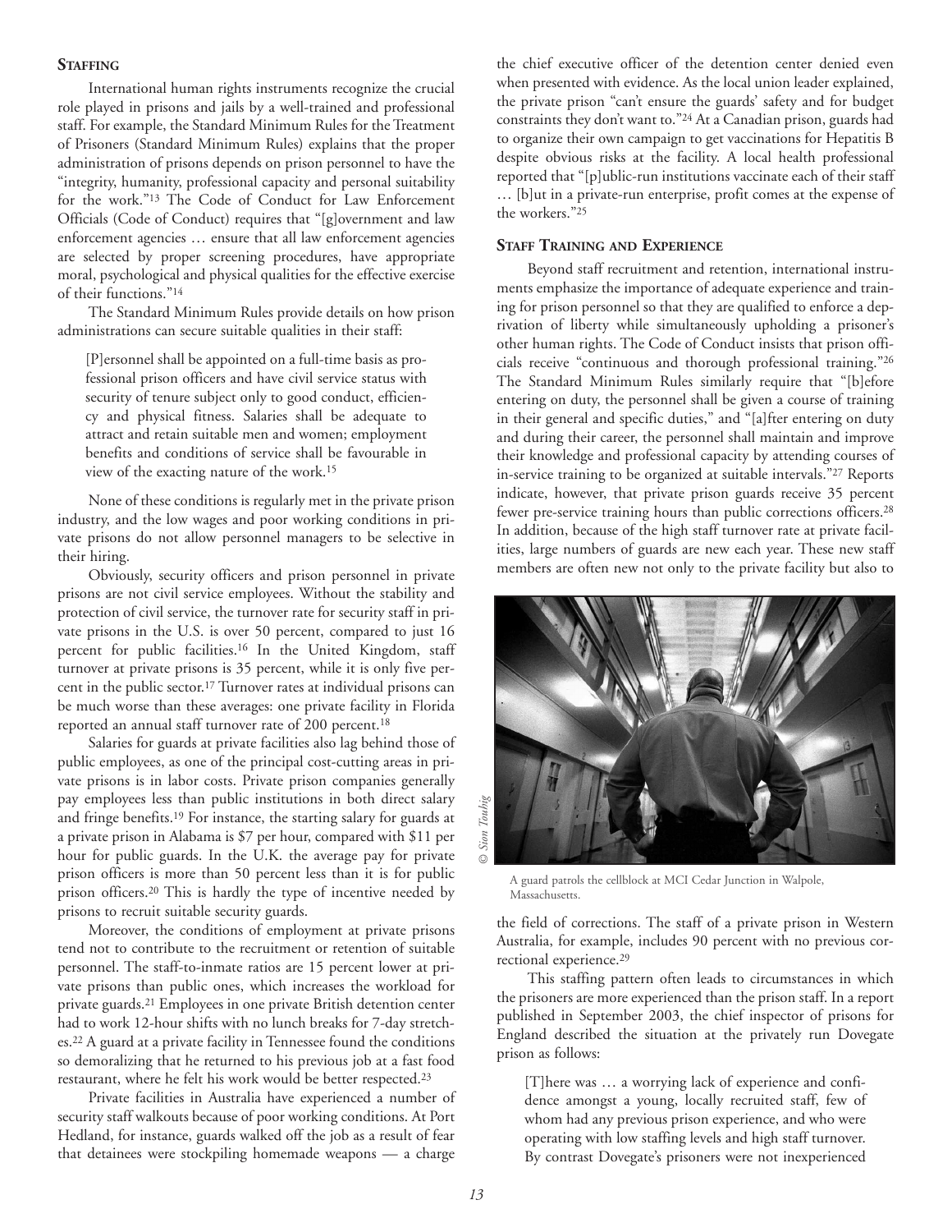### STAFFING

International human rights instruments recognize the crucial role played in prisons and jails by a well-trained and professional staff. For example, the Standard Minimum Rules for the Treatment of Prisoners (Standard Minimum Rules) explains that the proper administration of prisons depends on prison personnel to have the "integrity, humanity, professional capacity and personal suitability for the work."[13] The Code of Conduct for Law Enforcement Officials (Code of Conduct) requires that "[g]overnment and law enforcement agencies … ensure that all law enforcement agencies are selected by proper screening procedures, have appropriate moral, psychological and physical qualities for the effective exercise of their functions."[14]

The Standard Minimum Rules provide details on how prison administrations can secure suitable qualities in their staff:

> [P]ersonnel shall be appointed on a full-time basis as professional prison officers and have civil service status with security of tenure subject only to good conduct, efficiency and physical fitness. Salaries shall be adequate to attract and retain suitable men and women; employment benefits and conditions of service shall be favourable in view of the exacting nature of the work.[15]

None of these conditions is regularly met in the private prison industry, and the low wages and poor working conditions in private prisons do not allow personnel managers to be selective in their hiring.

Obviously, security officers and prison personnel in private prisons are not civil service employees. Without the stability and protection of civil service, the turnover rate for security staff in private prisons in the U.S. is over 50 percent, compared to just 16 percent for public facilities.[16] In the United Kingdom, staff turnover at private prisons is 35 percent, while it is only five percent in the public sector.[17] Turnover rates at individual prisons can be much worse than these averages: one private facility in Florida reported an annual staff turnover rate of 200 percent.[18]

Salaries for guards at private facilities also lag behind those of public employees, as one of the principal cost-cutting areas in private prisons is in labor costs. Private prison companies generally pay employees less than public institutions in both direct salary and fringe benefits.[19] For instance, the starting salary for guards at a private prison in Alabama is $7 per hour, compared with $11 per hour for public guards. In the U.K. the average pay for private prison officers is more than 50 percent less than it is for public prison officers.[20] This is hardly the type of incentive needed by prisons to recruit suitable security guards.

Moreover, the conditions of employment at private prisons tend not to contribute to the recruitment or retention of suitable personnel. The staff-to-inmate ratios are 15 percent lower at private prisons than public ones, which increases the workload for private guards.[21] Employees in one private British detention center had to work 12-hour shifts with no lunch breaks for 7-day stretches.[22] A guard at a private facility in Tennessee found the conditions so demoralizing that he returned to his previous job at a fast food restaurant, where he felt his work would be better respected.[23]

Private facilities in Australia have experienced a number of security staff walkouts because of poor working conditions. At Port Hedland, for instance, guards walked off the job as a result of fear that detainees were stockpiling homemade weapons — a charge the chief executive officer of the detention center denied even when presented with evidence. As the local union leader explained, the private prison "can't ensure the guards' safety and for budget constraints they don't want to."[24] At a Canadian prison, guards had to organize their own campaign to get vaccinations for Hepatitis B despite obvious risks at the facility. A local health professional reported that "[p]ublic-run institutions vaccinate each of their staff … [b]ut in a private-run enterprise, profit comes at the expense of the workers."[25]

### STAFF TRAINING AND EXPERIENCE

Beyond staff recruitment and retention, international instruments emphasize the importance of adequate experience and training for prison personnel so that they are qualified to enforce a deprivation of liberty while simultaneously upholding a prisoner's other human rights. The Code of Conduct insists that prison officials receive "continuous and thorough professional training."[26] The Standard Minimum Rules similarly require that "[b]efore entering on duty, the personnel shall be given a course of training in their general and specific duties," and "[a]fter entering on duty and during their career, the personnel shall maintain and improve their knowledge and professional capacity by attending courses of in-service training to be organized at suitable intervals."[27] Reports indicate, however, that private prison guards receive 35 percent fewer pre-service training hours than public corrections officers.[28] In addition, because of the high staff turnover rate at private facilities, large numbers of guards are new each year. These new staff members are often new not only to the private facility but also to the field of corrections. The staff of a private prison in Western Australia, for example, includes 90 percent with no previous correctional experience.[29]

© Sion Touhig

A guard patrols the cellblock at MCI Cedar Junction in Walpole, Massachusetts.

This staffing pattern often leads to circumstances in which the prisoners are more experienced than the prison staff. In a report published in September 2003, the chief inspector of prisons for England described the situation at the privately run Dovegate prison as follows:

> [T]here was … a worrying lack of experience and confidence amongst a young, locally recruited staff, few of whom had any previous prison experience, and who were operating with low staffing levels and high staff turnover. By contrast Dovegate's prisoners were not inexperienced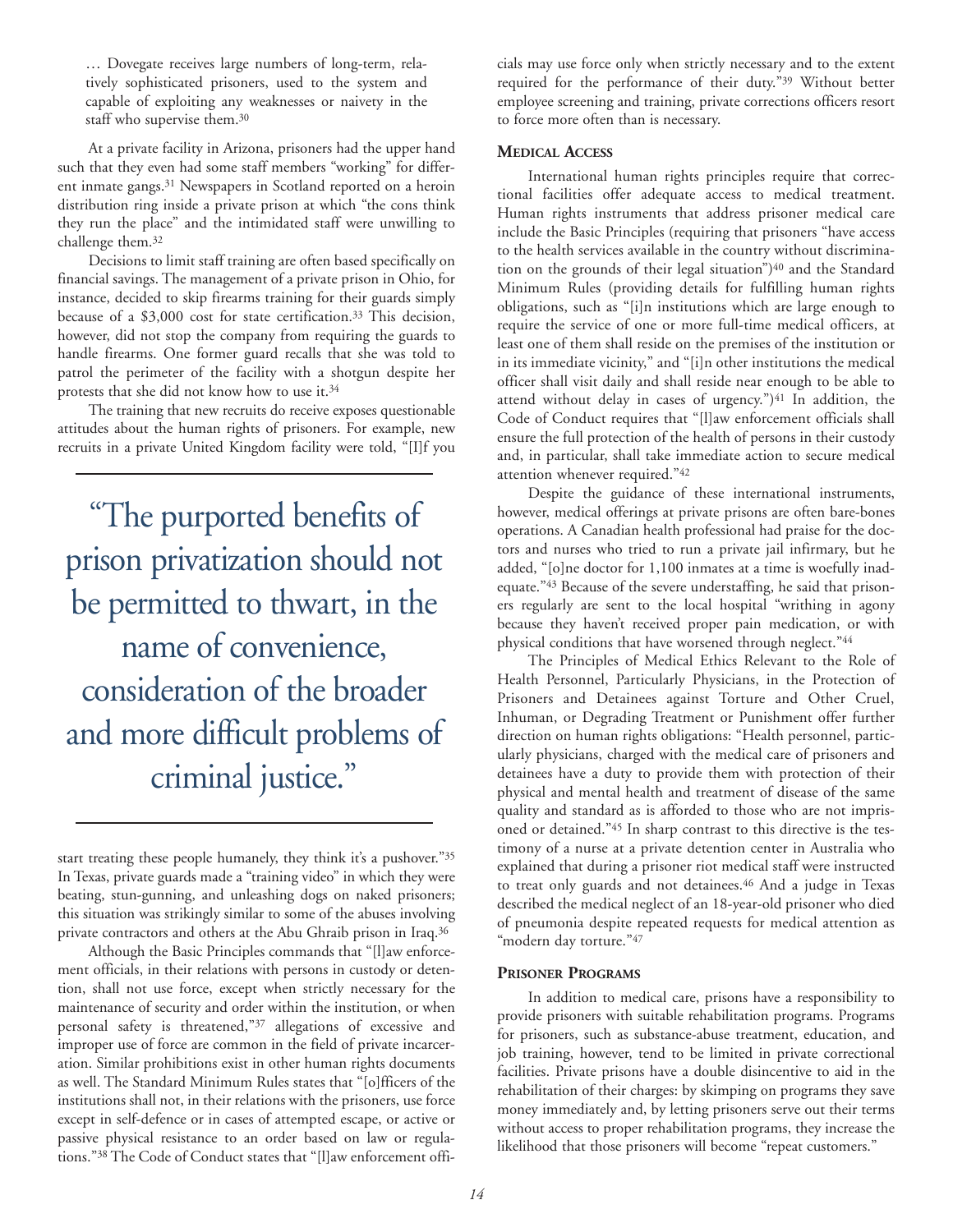… Dovegate receives large numbers of long-term, relatively sophisticated prisoners, used to the system and capable of exploiting any weaknesses or naivety in the staff who supervise them.[30]

At a private facility in Arizona, prisoners had the upper hand such that they even had some staff members "working" for different inmate gangs.[31] Newspapers in Scotland reported on a heroin distribution ring inside a private prison at which "the cons think they run the place" and the intimidated staff were unwilling to challenge them.[32]

Decisions to limit staff training are often based specifically on financial savings. The management of a private prison in Ohio, for instance, decided to skip firearms training for their guards simply because of a $3,000 cost for state certification.[33] This decision, however, did not stop the company from requiring the guards to handle firearms. One former guard recalls that she was told to patrol the perimeter of the facility with a shotgun despite her protests that she did not know how to use it.[34]

The training that new recruits do receive exposes questionable attitudes about the human rights of prisoners. For example, new recruits in a private United Kingdom facility were told, "[I]f you start treating these people humanely, they think it's a pushover."[35] In Texas, private guards made a "training video" in which they were beating, stun-gunning, and unleashing dogs on naked prisoners; this situation was strikingly similar to some of the abuses involving private contractors and others at the Abu Ghraib prison in Iraq.[36]

> "The purported benefits of prison privatization should not be permitted to thwart, in the name of convenience, consideration of the broader and more difficult problems of criminal justice."

Although the Basic Principles commands that "[l]aw enforcement officials, in their relations with persons in custody or detention, shall not use force, except when strictly necessary for the maintenance of security and order within the institution, or when personal safety is threatened,"[37] allegations of excessive and improper use of force are common in the field of private incarceration. Similar prohibitions exist in other human rights documents as well. The Standard Minimum Rules states that "[o]fficers of the institutions shall not, in their relations with the prisoners, use force except in self-defence or in cases of attempted escape, or active or passive physical resistance to an order based on law or regulations."[38] The Code of Conduct states that "[l]aw enforcement officials may use force only when strictly necessary and to the extent required for the performance of their duty."[39] Without better employee screening and training, private corrections officers resort to force more often than is necessary.

### Medical Access

International human rights principles require that correctional facilities offer adequate access to medical treatment. Human rights instruments that address prisoner medical care include the Basic Principles (requiring that prisoners "have access to the health services available in the country without discrimination on the grounds of their legal situation")[40] and the Standard Minimum Rules (providing details for fulfilling human rights obligations, such as "[i]n institutions which are large enough to require the service of one or more full-time medical officers, at least one of them shall reside on the premises of the institution or in its immediate vicinity," and "[i]n other institutions the medical officer shall visit daily and shall reside near enough to be able to attend without delay in cases of urgency.")[41] In addition, the Code of Conduct requires that "[l]aw enforcement officials shall ensure the full protection of the health of persons in their custody and, in particular, shall take immediate action to secure medical attention whenever required."[42]

Despite the guidance of these international instruments, however, medical offerings at private prisons are often bare-bones operations. A Canadian health professional had praise for the doctors and nurses who tried to run a private jail infirmary, but he added, "[o]ne doctor for 1,100 inmates at a time is woefully inadequate."[43] Because of the severe understaffing, he said that prisoners regularly are sent to the local hospital "writhing in agony because they haven't received proper pain medication, or with physical conditions that have worsened through neglect."[44]

The Principles of Medical Ethics Relevant to the Role of Health Personnel, Particularly Physicians, in the Protection of Prisoners and Detainees against Torture and Other Cruel, Inhuman, or Degrading Treatment or Punishment offer further direction on human rights obligations: "Health personnel, particularly physicians, charged with the medical care of prisoners and detainees have a duty to provide them with protection of their physical and mental health and treatment of disease of the same quality and standard as is afforded to those who are not imprisoned or detained."[45] In sharp contrast to this directive is the testimony of a nurse at a private detention center in Australia who explained that during a prisoner riot medical staff were instructed to treat only guards and not detainees.[46] And a judge in Texas described the medical neglect of an 18-year-old prisoner who died of pneumonia despite repeated requests for medical attention as "modern day torture."[47]

### Prisoner Programs

In addition to medical care, prisons have a responsibility to provide prisoners with suitable rehabilitation programs. Programs for prisoners, such as substance-abuse treatment, education, and job training, however, tend to be limited in private correctional facilities. Private prisons have a double disincentive to aid in the rehabilitation of their charges: by skimping on programs they save money immediately and, by letting prisoners serve out their terms without access to proper rehabilitation programs, they increase the likelihood that those prisoners will become "repeat customers."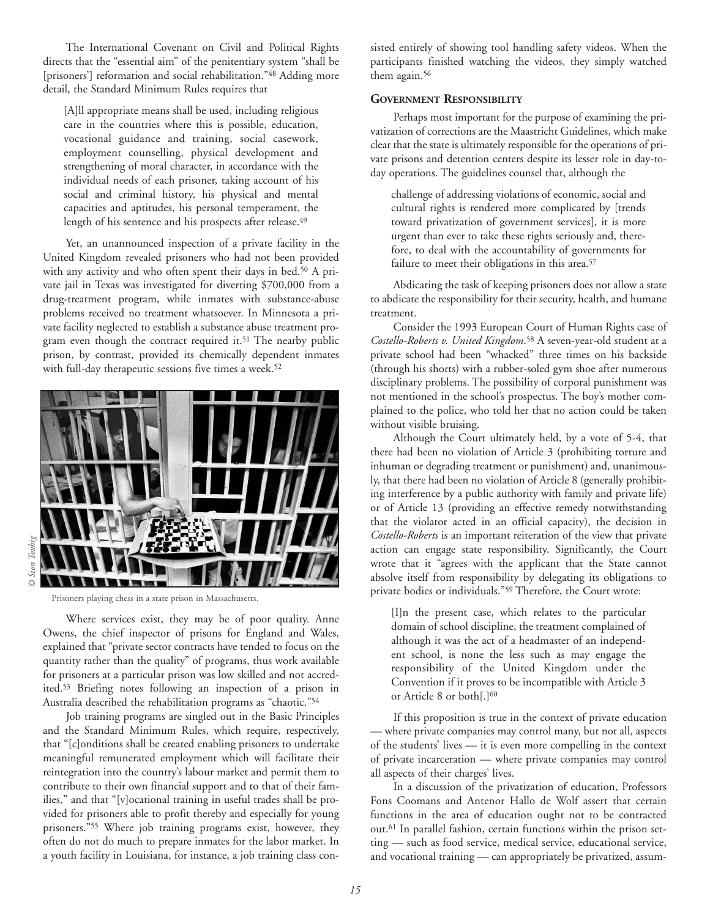The International Covenant on Civil and Political Rights directs that the "essential aim" of the penitentiary system "shall be [prisoners'] reformation and social rehabilitation."[48] Adding more detail, the Standard Minimum Rules requires that

> [A]ll appropriate means shall be used, including religious care in the countries where this is possible, education, vocational guidance and training, social casework, employment counselling, physical development and strengthening of moral character, in accordance with the individual needs of each prisoner, taking account of his social and criminal history, his physical and mental capacities and aptitudes, his personal temperament, the length of his sentence and his prospects after release.[49]

Yet, an unannounced inspection of a private facility in the United Kingdom revealed prisoners who had not been provided with any activity and who often spent their days in bed.[50] A private jail in Texas was investigated for diverting $700,000 from a drug-treatment program, while inmates with substance-abuse problems received no treatment whatsoever. In Minnesota a private facility neglected to establish a substance abuse treatment program even though the contract required it.[51] The nearby public prison, by contrast, provided its chemically dependent inmates with full-day therapeutic sessions five times a week.[52]

© Sion Touhig

Prisoners playing chess in a state prison in Massachusetts.

Where services exist, they may be of poor quality. Anne Owens, the chief inspector of prisons for England and Wales, explained that "private sector contracts have tended to focus on the quantity rather than the quality" of programs, thus work available for prisoners at a particular prison was low skilled and not accredited.[53] Briefing notes following an inspection of a prison in Australia described the rehabilitation programs as "chaotic."[54]

Job training programs are singled out in the Basic Principles and the Standard Minimum Rules, which require, respectively, that "[c]onditions shall be created enabling prisoners to undertake meaningful remunerated employment which will facilitate their reintegration into the country's labour market and permit them to contribute to their own financial support and to that of their families," and that "[v]ocational training in useful trades shall be provided for prisoners able to profit thereby and especially for young prisoners."[55] Where job training programs exist, however, they often do not do much to prepare inmates for the labor market. In a youth facility in Louisiana, for instance, a job training class consisted entirely of showing tool handling safety videos. When the participants finished watching the videos, they simply watched them again.[56]

## Government Responsibility

Perhaps most important for the purpose of examining the privatization of corrections are the Maastricht Guidelines, which make clear that the state is ultimately responsible for the operations of private prisons and detention centers despite its lesser role in day-to-day operations. The guidelines counsel that, although the

> challenge of addressing violations of economic, social and cultural rights is rendered more complicated by [trends toward privatization of government services], it is more urgent than ever to take these rights seriously and, therefore, to deal with the accountability of governments for failure to meet their obligations in this area.[57]

Abdicating the task of keeping prisoners does not allow a state to abdicate the responsibility for their security, health, and humane treatment.

Consider the 1993 European Court of Human Rights case of *Costello-Roberts v. United Kingdom*.[58] A seven-year-old student at a private school had been "whacked" three times on his backside (through his shorts) with a rubber-soled gym shoe after numerous disciplinary problems. The possibility of corporal punishment was not mentioned in the school's prospectus. The boy's mother complained to the police, who told her that no action could be taken without visible bruising.

Although the Court ultimately held, by a vote of 5-4, that there had been no violation of Article 3 (prohibiting torture and inhuman or degrading treatment or punishment) and, unanimously, that there had been no violation of Article 8 (generally prohibiting interference by a public authority with family and private life) or of Article 13 (providing an effective remedy notwithstanding that the violator acted in an official capacity), the decision in *Costello-Roberts* is an important reiteration of the view that private action can engage state responsibility. Significantly, the Court wrote that it "agrees with the applicant that the State cannot absolve itself from responsibility by delegating its obligations to private bodies or individuals."[59] Therefore, the Court wrote:

> [I]n the present case, which relates to the particular domain of school discipline, the treatment complained of although it was the act of a headmaster of an independent school, is none the less such as may engage the responsibility of the United Kingdom under the Convention if it proves to be incompatible with Article 3 or Article 8 or both[.][60]

If this proposition is true in the context of private education — where private companies may control many, but not all, aspects of the students' lives — it is even more compelling in the context of private incarceration — where private companies may control all aspects of their charges' lives.

In a discussion of the privatization of education, Professors Fons Coomans and Antenor Hallo de Wolf assert that certain functions in the area of education ought not to be contracted out.[61] In parallel fashion, certain functions within the prison setting — such as food service, medical service, educational service, and vocational training — can appropriately be privatized, assum-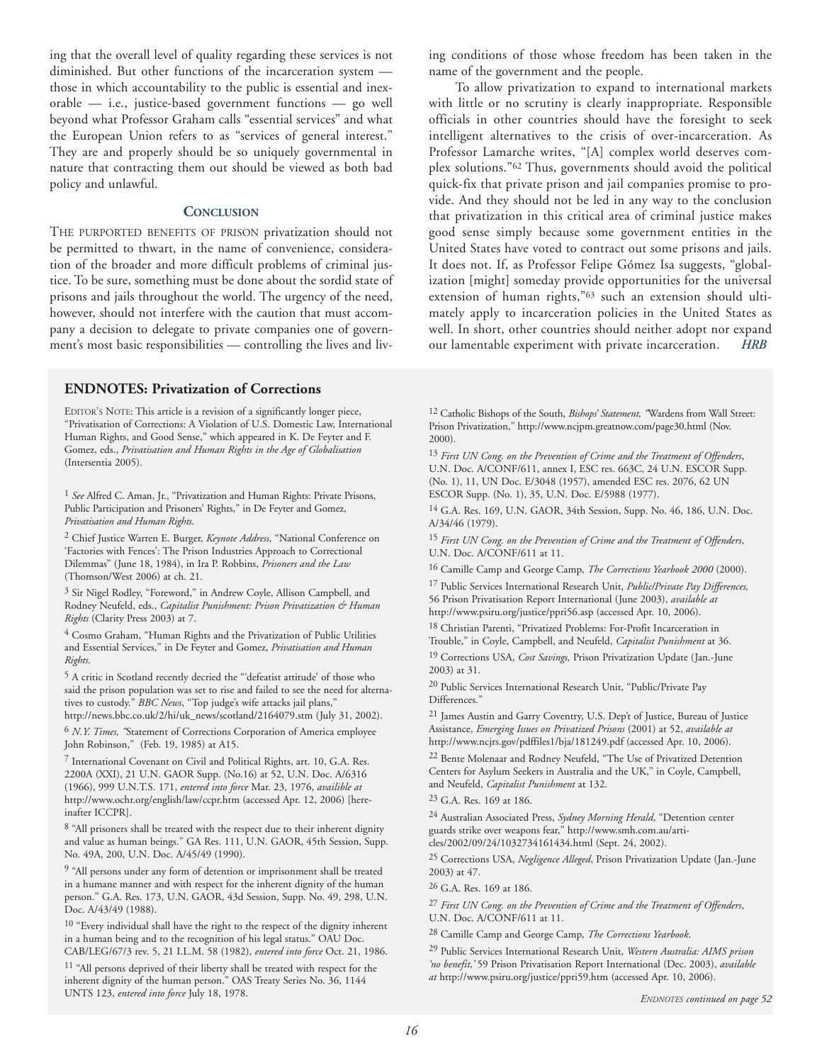ing that the overall level of quality regarding these services is not diminished. But other functions of the incarceration system — those in which accountability to the public is essential and inexorable — i.e., justice-based government functions — go well beyond what Professor Graham calls "essential services" and what the European Union refers to as "services of general interest." They are and properly should be so uniquely governmental in nature that contracting them out should be viewed as both bad policy and unlawful.

### Conclusion

THE PURPORTED BENEFITS OF PRISON privatization should not be permitted to thwart, in the name of convenience, consideration of the broader and more difficult problems of criminal justice. To be sure, something must be done about the sordid state of prisons and jails throughout the world. The urgency of the need, however, should not interfere with the caution that must accompany a decision to delegate to private companies one of government's most basic responsibilities — controlling the lives and living conditions of those whose freedom has been taken in the name of the government and the people.

To allow privatization to expand to international markets with little or no scrutiny is clearly inappropriate. Responsible officials in other countries should have the foresight to seek intelligent alternatives to the crisis of over-incarceration. As Professor Lamarche writes, "[A] complex world deserves complex solutions."[62] Thus, governments should avoid the political quick-fix that private prison and jail companies promise to provide. And they should not be led in any way to the conclusion that privatization in this critical area of criminal justice makes good sense simply because some government entities in the United States have voted to contract out some prisons and jails. It does not. If, as Professor Felipe Gómez Isa suggests, "globalization [might] someday provide opportunities for the universal extension of human rights,"[63] such an extension should ultimately apply to incarceration policies in the United States as well. In short, other countries should neither adopt nor expand our lamentable experiment with private incarceration. ***HRB***

## ENDNOTES: Privatization of Corrections

EDITOR'S NOTE: This article is a revision of a significantly longer piece, "Privatisation of Corrections: A Violation of U.S. Domestic Law, International Human Rights, and Good Sense," which appeared in K. De Feyter and F. Gomez, eds., *Privatisation and Human Rights in the Age of Globalisation* (Intersentia 2005).

1 *See* Alfred C. Aman, Jr., "Privatization and Human Rights: Private Prisons, Public Participation and Prisoners' Rights," in De Feyter and Gomez, *Privatisation and Human Rights*.

2 Chief Justice Warren E. Burger, *Keynote Address*, "National Conference on 'Factories with Fences': The Prison Industries Approach to Correctional Dilemmas" (June 18, 1984), in Ira P. Robbins, *Prisoners and the Law* (Thomson/West 2006) at ch. 21.

3 Sir Nigel Rodley, "Foreword," in Andrew Coyle, Allison Campbell, and Rodney Neufeld, eds., *Capitalist Punishment: Prison Privatization & Human Rights* (Clarity Press 2003) at 7.

4 Cosmo Graham, "Human Rights and the Privatization of Public Utilities and Essential Services," in De Feyter and Gomez, *Privatisation and Human Rights*.

5 A critic in Scotland recently decried the "'defeatist attitude' of those who said the prison population was set to rise and failed to see the need for alternatives to custody." *BBC News*, "Top judge's wife attacks jail plans," http://www.bbc.co.uk/2/hi/uk_news/scotland/2164079.stm (July 31, 2002).

6 *N.Y. Times, "*Statement of Corrections Corporation of America employee John Robinson," (Feb. 19, 1985) at A15.

7 International Covenant on Civil and Political Rights, art. 10, G.A. Res. 2200A (XXI), 21 U.N. GAOR Supp. (No.16) at 52, U.N. Doc. A/6316 (1966), 999 U.N.T.S. 171, *entered into force* Mar. 23, 1976, *availible at* http://www.ochr.org/english/law/ccpr.htm (accessed Apr. 12, 2006) [hereinafter ICCPR].

8 "All prisoners shall be treated with the respect due to their inherent dignity and value as human beings." GA Res. 111, U.N. GAOR, 45th Session, Supp. No. 49A, 200, U.N. Doc. A/45/49 (1990).

9 "All persons under any form of detention or imprisonment shall be treated in a humane manner and with respect for the inherent dignity of the human person." G.A. Res. 173, U.N. GAOR, 43d Session, Supp. No. 49, 298, U.N. Doc. A/43/49 (1988).

10 "Every individual shall have the right to the respect of the dignity inherent in a human being and to the recognition of his legal status." OAU Doc. CAB/LEG/67/3 rev. 5, 21 I.L.M. 58 (1982), *entered into force* Oct. 21, 1986.

11 "All persons deprived of their liberty shall be treated with respect for the inherent dignity of the human person." OAS Treaty Series No. 36, 1144 UNTS 123, *entered into force* July 18, 1978.

12 Catholic Bishops of the South, *Bishops' Statement, "*Wardens from Wall Street: Prison Privatization," http://www.ncjpm.greatnow.com/page30.html (Nov. 2000).

13 *First UN Cong. on the Prevention of Crime and the Treatment of Offenders*, U.N. Doc. A/CONF/611, annex I, ESC res. 663C, 24 U.N. ESCOR Supp. (No. 1), 11, UN Doc. E/3048 (1957), amended ESC res. 2076, 62 UN ESCOR Supp. (No. 1), 35, U.N. Doc. E/5988 (1977).

14 G.A. Res. 169, U.N. GAOR, 34th Session, Supp. No. 46, 186, U.N. Doc. A/34/46 (1979).

15 *First UN Cong. on the Prevention of Crime and the Treatment of Offenders*, U.N. Doc. A/CONF/611 at 11.

16 Camille Camp and George Camp, *The Corrections Yearbook 2000* (2000).

17 Public Services International Research Unit, *Public/Private Pay Differences,* 56 Prison Privatisation Report International (June 2003), *available at* http://www.psiru.org/justice/ppri56.asp (accessed Apr. 10, 2006).

18 Christian Parenti, "Privatized Problems: For-Profit Incarceration in Trouble," in Coyle, Campbell, and Neufeld, *Capitalist Punishment* at 36.

19 Corrections USA, *Cost Savings,* Prison Privatization Update (Jan.-June 2003) at 31.

20 Public Services International Research Unit, "Public/Private Pay Differences."

21 James Austin and Garry Coventry, U.S. Dep't of Justice, Bureau of Justice Assistance, *Emerging Issues on Privatized Prisons* (2001) at 52, *available at* http://www.ncjrs.gov/pdffiles1/bja/181249.pdf (accessed Apr. 10, 2006).

22 Bente Molenaar and Rodney Neufeld, "The Use of Privatized Detention Centers for Asylum Seekers in Australia and the UK," in Coyle, Campbell, and Neufeld, *Capitalist Punishment* at 132.

23 G.A. Res. 169 at 186.

24 Australian Associated Press, *Sydney Morning Herald,* "Detention center guards strike over weapons fear," http://www.smh.com.au/articles/2002/09/24/1032734161434.html (Sept. 24, 2002).

25 Corrections USA, *Negligence Alleged*, Prison Privatization Update (Jan.-June 2003) at 47.

26 G.A. Res. 169 at 186.

27 *First UN Cong. on the Prevention of Crime and the Treatment of Offenders*, U.N. Doc. A/CONF/611 at 11.

28 Camille Camp and George Camp, *The Corrections Yearbook.*

29 Public Services International Research Unit, *Western Australia: AIMS prison 'no benefit,'* 59 Prison Privatisation Report International (Dec. 2003), *available at* http://www.psiru.org/justice/ppri59.htm (accessed Apr. 10, 2006).

*ENDNOTES continued on page 52*